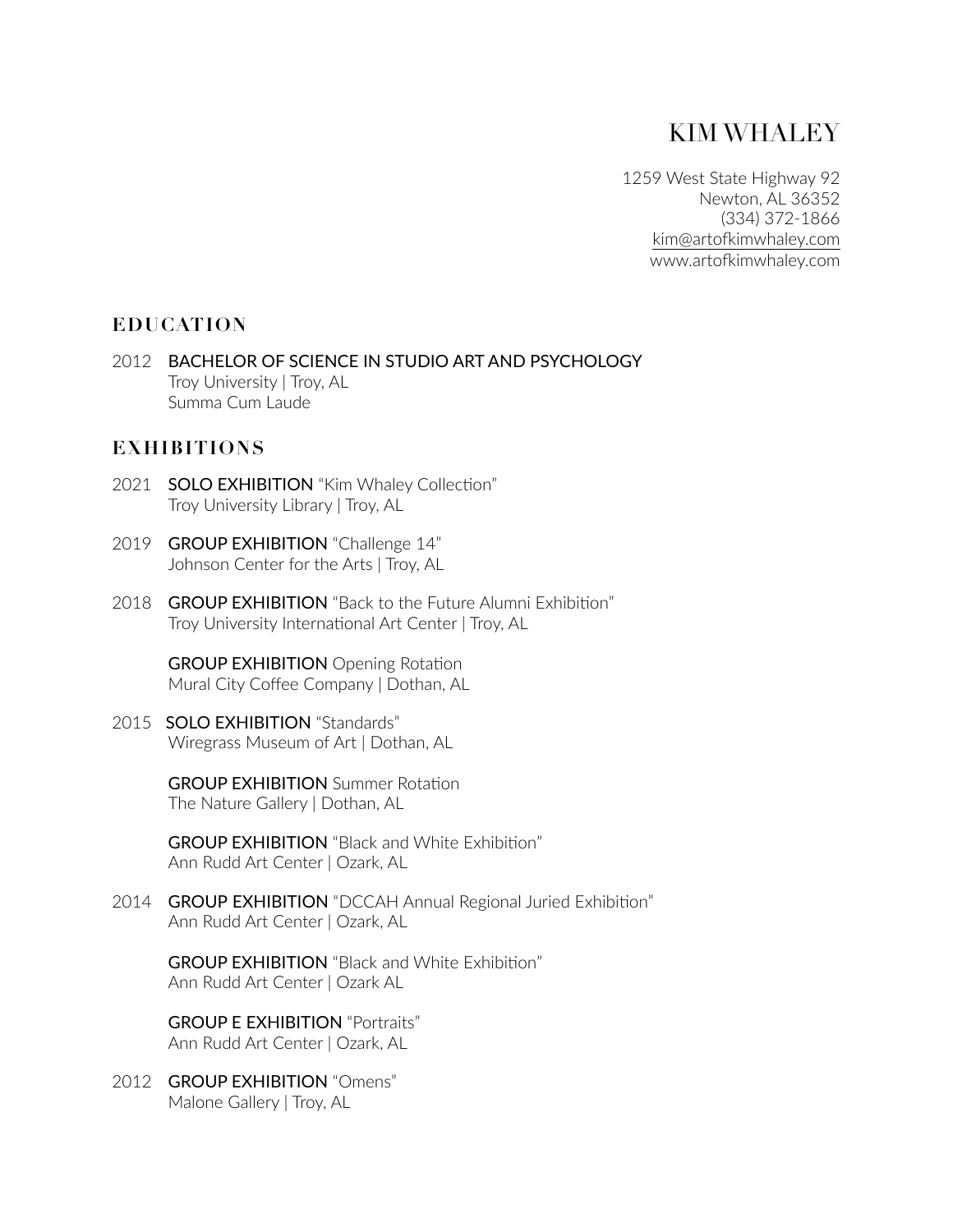# KIM WHALEY

1259 West State Highway 92
Newton, AL 36352
(334) 372-1866
kim@artofkimwhaley.com
www.artofkimwhaley.com

## EDUCATION

2012 BACHELOR OF SCIENCE IN STUDIO ART AND PSYCHOLOGY
Troy University | Troy, AL
Summa Cum Laude

## EXHIBITIONS

2021 SOLO EXHIBITION "Kim Whaley Collection"
Troy University Library | Troy, AL

2019 GROUP EXHIBITION "Challenge 14"
Johnson Center for the Arts | Troy, AL

2018 GROUP EXHIBITION "Back to the Future Alumni Exhibition"
Troy University International Art Center | Troy, AL

GROUP EXHIBITION Opening Rotation
Mural City Coffee Company | Dothan, AL

2015 SOLO EXHIBITION "Standards"
Wiregrass Museum of Art | Dothan, AL

GROUP EXHIBITION Summer Rotation
The Nature Gallery | Dothan, AL

GROUP EXHIBITION "Black and White Exhibition"
Ann Rudd Art Center | Ozark, AL

2014 GROUP EXHIBITION "DCCAH Annual Regional Juried Exhibition"
Ann Rudd Art Center | Ozark, AL

GROUP EXHIBITION "Black and White Exhibition"
Ann Rudd Art Center | Ozark AL

GROUP E EXHIBITION "Portraits"
Ann Rudd Art Center | Ozark, AL

2012 GROUP EXHIBITION "Omens"
Malone Gallery | Troy, AL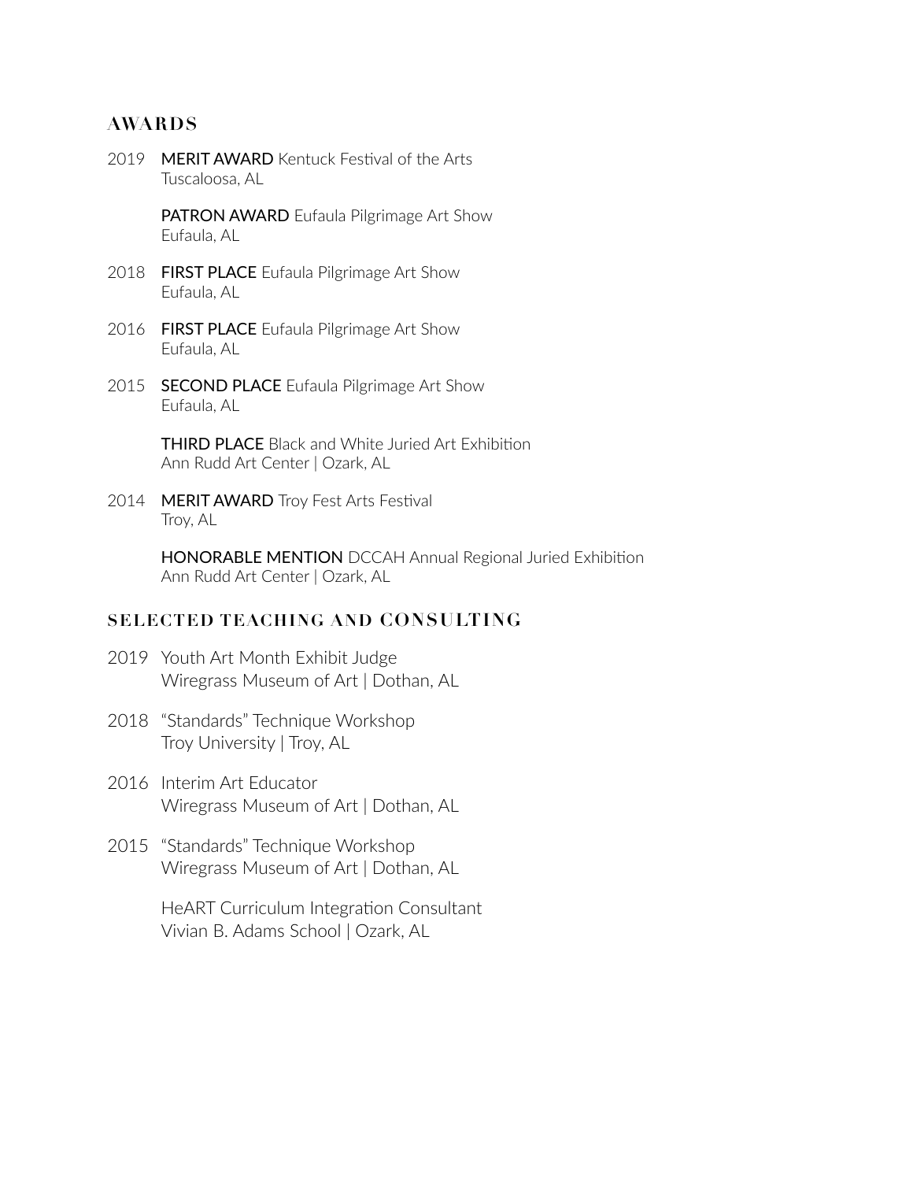## AWARDS

2019 **MERIT AWARD** Kentuck Festival of the Arts
Tuscaloosa, AL

**PATRON AWARD** Eufaula Pilgrimage Art Show
Eufaula, AL

2018 **FIRST PLACE** Eufaula Pilgrimage Art Show
Eufaula, AL

2016 **FIRST PLACE** Eufaula Pilgrimage Art Show
Eufaula, AL

2015 **SECOND PLACE** Eufaula Pilgrimage Art Show
Eufaula, AL

**THIRD PLACE** Black and White Juried Art Exhibition
Ann Rudd Art Center | Ozark, AL

2014 **MERIT AWARD** Troy Fest Arts Festival
Troy, AL

**HONORABLE MENTION** DCCAH Annual Regional Juried Exhibition
Ann Rudd Art Center | Ozark, AL

## SELECTED TEACHING AND CONSULTING

2019 Youth Art Month Exhibit Judge
Wiregrass Museum of Art | Dothan, AL

2018 "Standards" Technique Workshop
Troy University | Troy, AL

2016 Interim Art Educator
Wiregrass Museum of Art | Dothan, AL

2015 "Standards" Technique Workshop
Wiregrass Museum of Art | Dothan, AL

HeART Curriculum Integration Consultant
Vivian B. Adams School | Ozark, AL